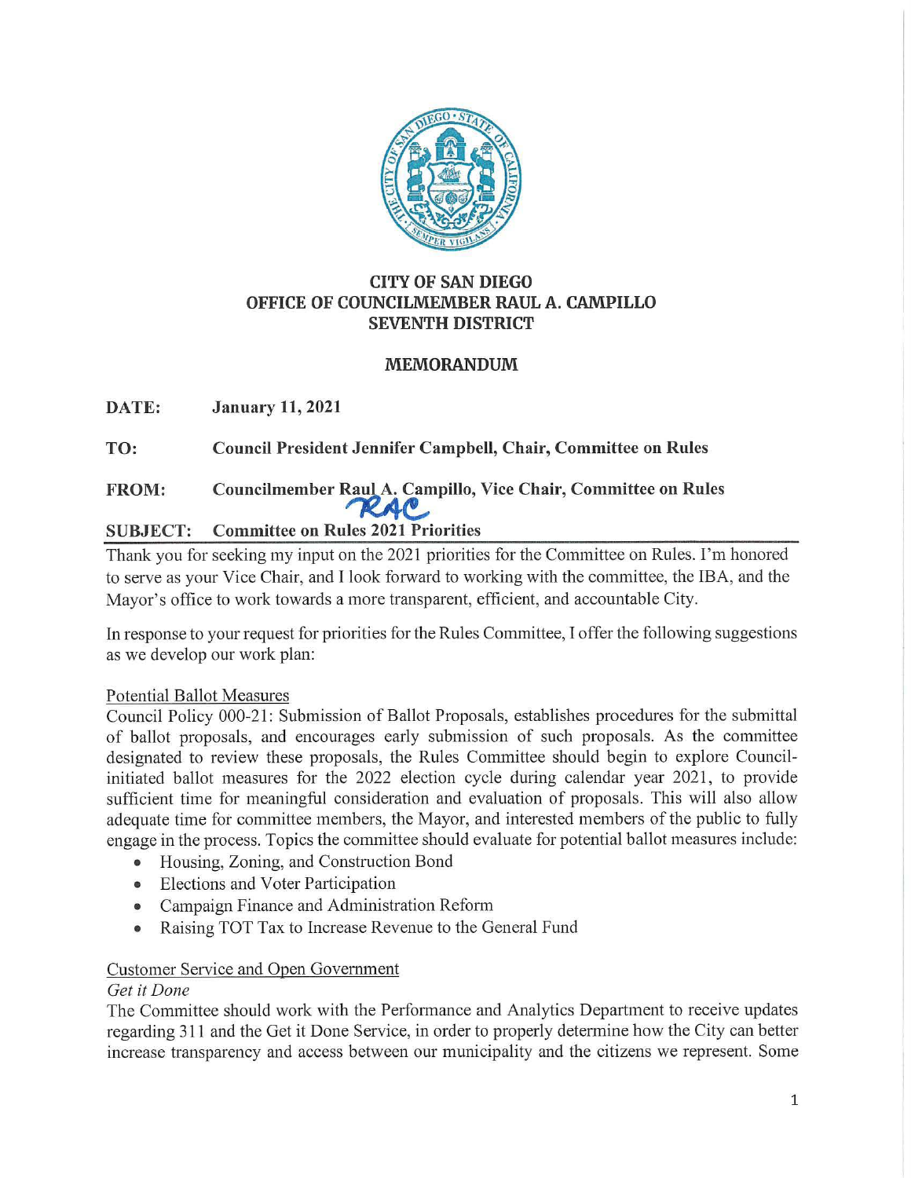**CITY OF SAN DIEGO**
**OFFICE OF COUNCILMEMBER RAUL A. CAMPILLO**
**SEVENTH DISTRICT**

**MEMORANDUM**

**DATE:** **January 11, 2021**

**TO:** **Council President Jennifer Campbell, Chair, Committee on Rules**

**FROM:** **Councilmember Raul A. Campillo, Vice Chair, Committee on Rules**

**SUBJECT:** **Committee on Rules 2021 Priorities**

---

Thank you for seeking my input on the 2021 priorities for the Committee on Rules. I'm honored to serve as your Vice Chair, and I look forward to working with the committee, the IBA, and the Mayor's office to work towards a more transparent, efficient, and accountable City.

In response to your request for priorities for the Rules Committee, I offer the following suggestions as we develop our work plan:

<u>Potential Ballot Measures</u>

Council Policy 000-21: Submission of Ballot Proposals, establishes procedures for the submittal of ballot proposals, and encourages early submission of such proposals. As the committee designated to review these proposals, the Rules Committee should begin to explore Council-initiated ballot measures for the 2022 election cycle during calendar year 2021, to provide sufficient time for meaningful consideration and evaluation of proposals. This will also allow adequate time for committee members, the Mayor, and interested members of the public to fully engage in the process. Topics the committee should evaluate for potential ballot measures include:

- Housing, Zoning, and Construction Bond
- Elections and Voter Participation
- Campaign Finance and Administration Reform
- Raising TOT Tax to Increase Revenue to the General Fund

<u>Customer Service and Open Government</u>

*Get it Done*

The Committee should work with the Performance and Analytics Department to receive updates regarding 311 and the Get it Done Service, in order to properly determine how the City can better increase transparency and access between our municipality and the citizens we represent. Some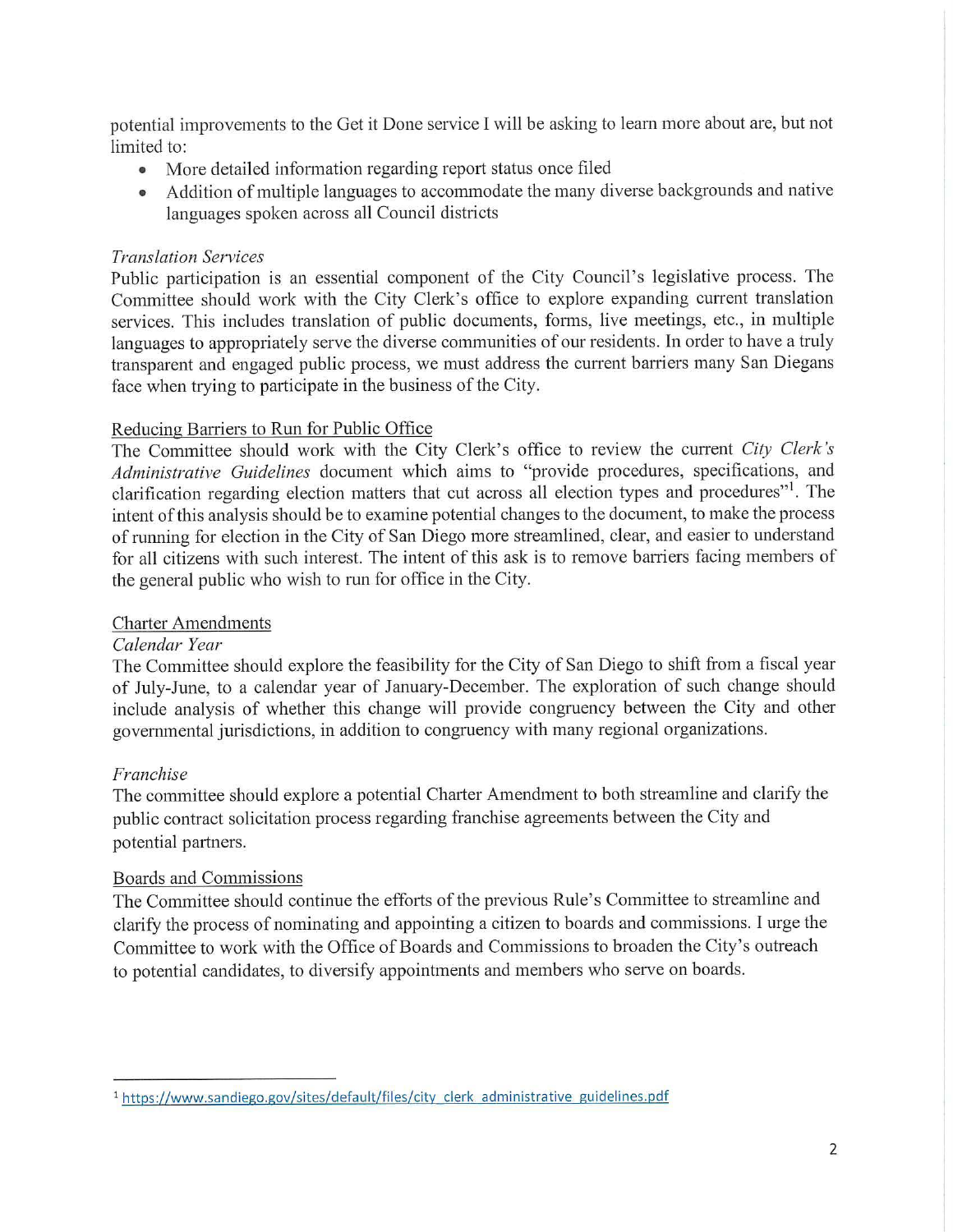potential improvements to the Get it Done service I will be asking to learn more about are, but not limited to:

- More detailed information regarding report status once filed
- Addition of multiple languages to accommodate the many diverse backgrounds and native languages spoken across all Council districts

*Translation Services*

Public participation is an essential component of the City Council's legislative process. The Committee should work with the City Clerk's office to explore expanding current translation services. This includes translation of public documents, forms, live meetings, etc., in multiple languages to appropriately serve the diverse communities of our residents. In order to have a truly transparent and engaged public process, we must address the current barriers many San Diegans face when trying to participate in the business of the City.

<u>Reducing Barriers to Run for Public Office</u>

The Committee should work with the City Clerk's office to review the current *City Clerk's Administrative Guidelines* document which aims to "provide procedures, specifications, and clarification regarding election matters that cut across all election types and procedures"[1]. The intent of this analysis should be to examine potential changes to the document, to make the process of running for election in the City of San Diego more streamlined, clear, and easier to understand for all citizens with such interest. The intent of this ask is to remove barriers facing members of the general public who wish to run for office in the City.

<u>Charter Amendments</u>

*Calendar Year*

The Committee should explore the feasibility for the City of San Diego to shift from a fiscal year of July-June, to a calendar year of January-December. The exploration of such change should include analysis of whether this change will provide congruency between the City and other governmental jurisdictions, in addition to congruency with many regional organizations.

*Franchise*

The committee should explore a potential Charter Amendment to both streamline and clarify the public contract solicitation process regarding franchise agreements between the City and potential partners.

<u>Boards and Commissions</u>

The Committee should continue the efforts of the previous Rule's Committee to streamline and clarify the process of nominating and appointing a citizen to boards and commissions. I urge the Committee to work with the Office of Boards and Commissions to broaden the City's outreach to potential candidates, to diversify appointments and members who serve on boards.

---

[1] https://www.sandiego.gov/sites/default/files/city_clerk_administrative_guidelines.pdf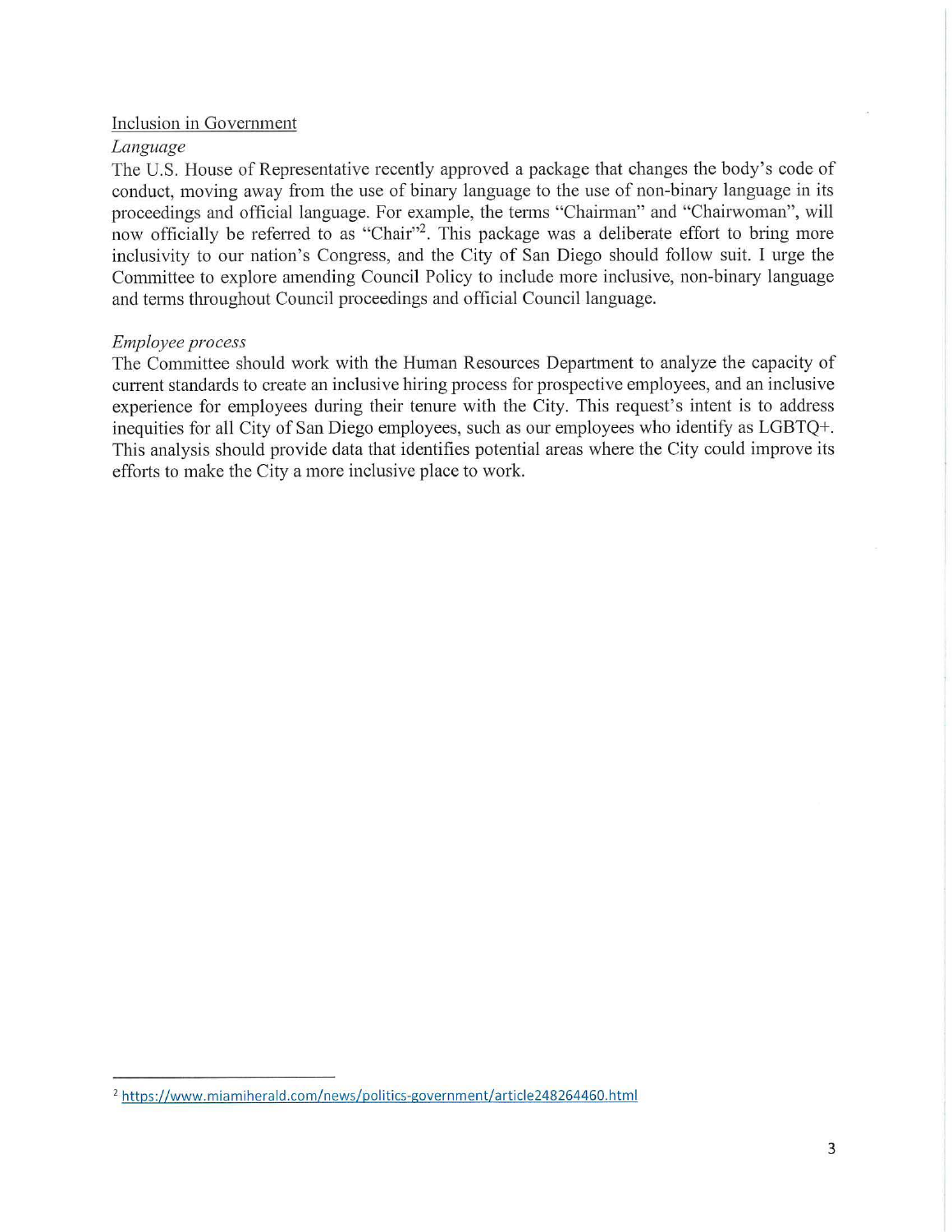Inclusion in Government

*Language*

The U.S. House of Representative recently approved a package that changes the body's code of conduct, moving away from the use of binary language to the use of non-binary language in its proceedings and official language. For example, the terms "Chairman" and "Chairwoman", will now officially be referred to as "Chair"[2]. This package was a deliberate effort to bring more inclusivity to our nation's Congress, and the City of San Diego should follow suit. I urge the Committee to explore amending Council Policy to include more inclusive, non-binary language and terms throughout Council proceedings and official Council language.

*Employee process*

The Committee should work with the Human Resources Department to analyze the capacity of current standards to create an inclusive hiring process for prospective employees, and an inclusive experience for employees during their tenure with the City. This request's intent is to address inequities for all City of San Diego employees, such as our employees who identify as LGBTQ+. This analysis should provide data that identifies potential areas where the City could improve its efforts to make the City a more inclusive place to work.

---

[2] https://www.miamiherald.com/news/politics-government/article248264460.html